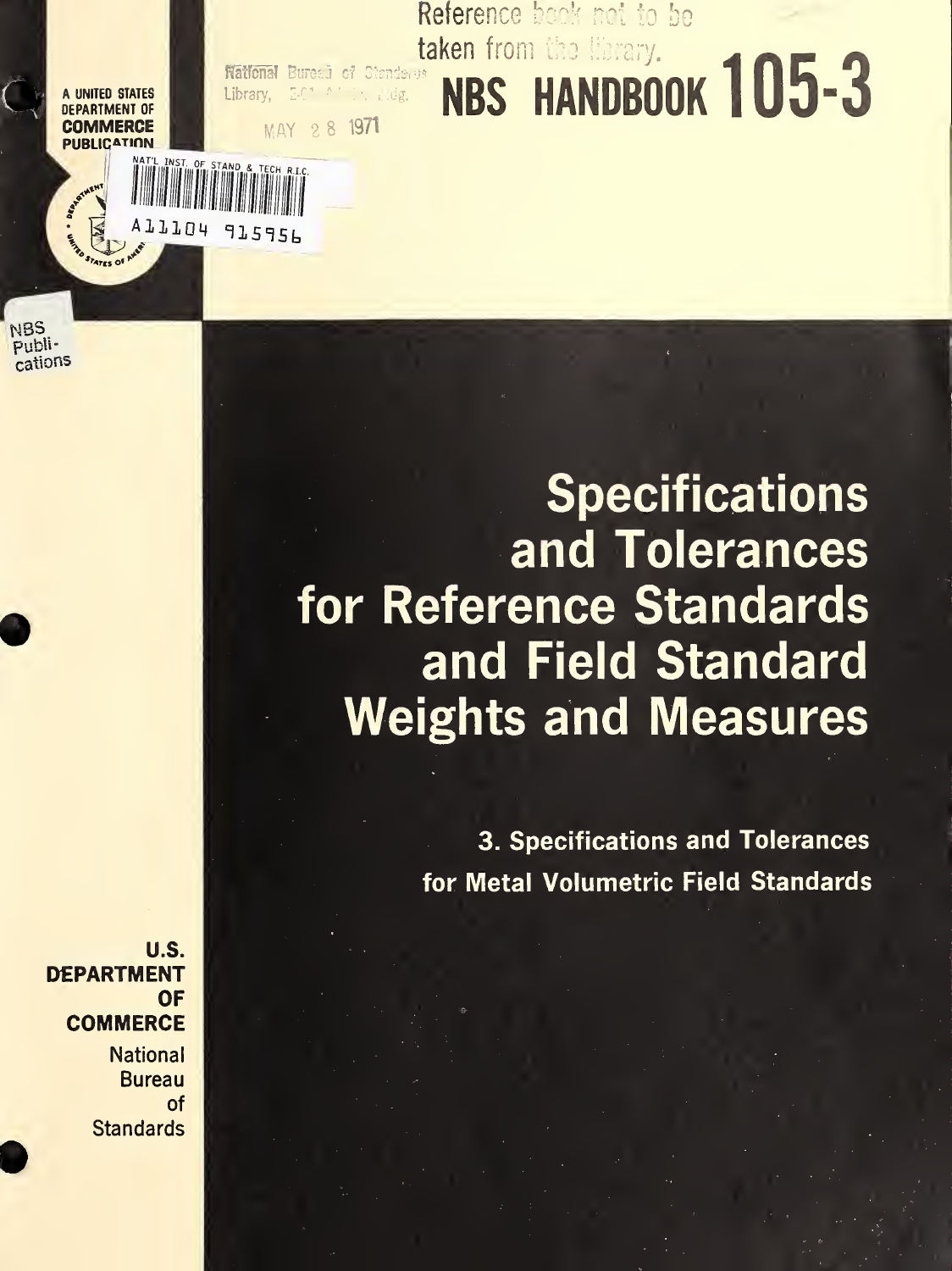Reference book not to be taken from the library.

National Bureau of Standards Library, E-01 Admin. Bldg.

MAY 28 1971

A UNITED STATES DEPARTMENT OF COMMERCE PUBLICATION

NAT'L INST. OF STAND & TECH R.I.C.

A11104 915956

NBS Publications

# NBS HANDBOOK 105-3

# Specifications and Tolerances for Reference Standards and Field Standard Weights and Measures

## 3. Specifications and Tolerances for Metal Volumetric Field Standards

U.S. DEPARTMENT OF COMMERCE

National Bureau of Standards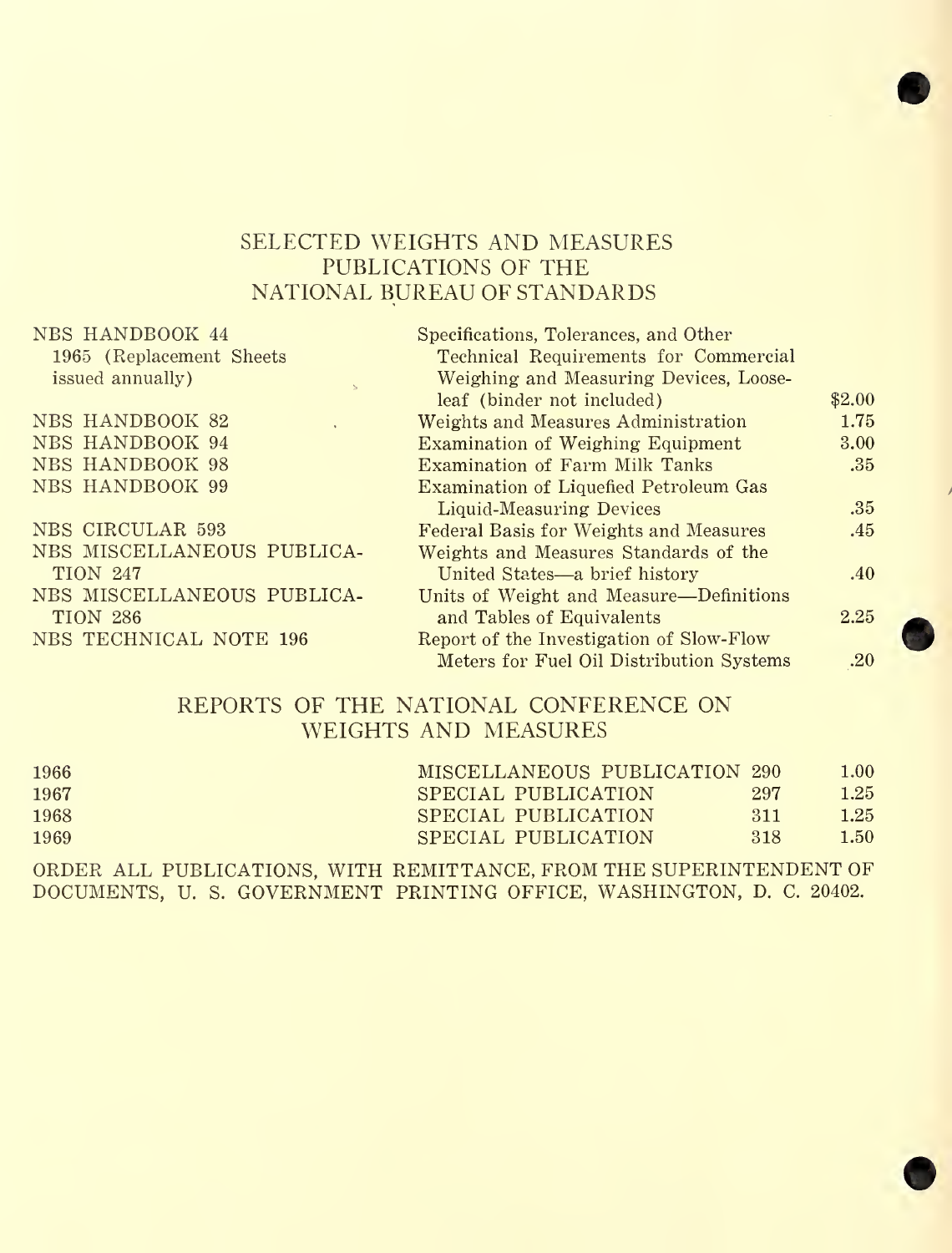## SELECTED WEIGHTS AND MEASURES PUBLICATIONS OF THE NATIONAL BUREAU OF STANDARDS

| Publication | Title | Price |
|---|---|---|
| NBS HANDBOOK 44 1965 (Replacement Sheets issued annually) | Specifications, Tolerances, and Other Technical Requirements for Commercial Weighing and Measuring Devices, Loose-leaf (binder not included) | $2.00 |
| NBS HANDBOOK 82 | Weights and Measures Administration | 1.75 |
| NBS HANDBOOK 94 | Examination of Weighing Equipment | 3.00 |
| NBS HANDBOOK 98 | Examination of Farm Milk Tanks | .35 |
| NBS HANDBOOK 99 | Examination of Liquefied Petroleum Gas Liquid-Measuring Devices | .35 |
| NBS CIRCULAR 593 | Federal Basis for Weights and Measures | .45 |
| NBS MISCELLANEOUS PUBLICATION 247 | Weights and Measures Standards of the United States—a brief history | .40 |
| NBS MISCELLANEOUS PUBLICATION 286 | Units of Weight and Measure—Definitions and Tables of Equivalents | 2.25 |
| NBS TECHNICAL NOTE 196 | Report of the Investigation of Slow-Flow Meters for Fuel Oil Distribution Systems | .20 |

## REPORTS OF THE NATIONAL CONFERENCE ON WEIGHTS AND MEASURES

| Year | Publication | Number | Price |
|---|---|---|---|
| 1966 | MISCELLANEOUS PUBLICATION | 290 | 1.00 |
| 1967 | SPECIAL PUBLICATION | 297 | 1.25 |
| 1968 | SPECIAL PUBLICATION | 311 | 1.25 |
| 1969 | SPECIAL PUBLICATION | 318 | 1.50 |

ORDER ALL PUBLICATIONS, WITH REMITTANCE, FROM THE SUPERINTENDENT OF DOCUMENTS, U. S. GOVERNMENT PRINTING OFFICE, WASHINGTON, D. C. 20402.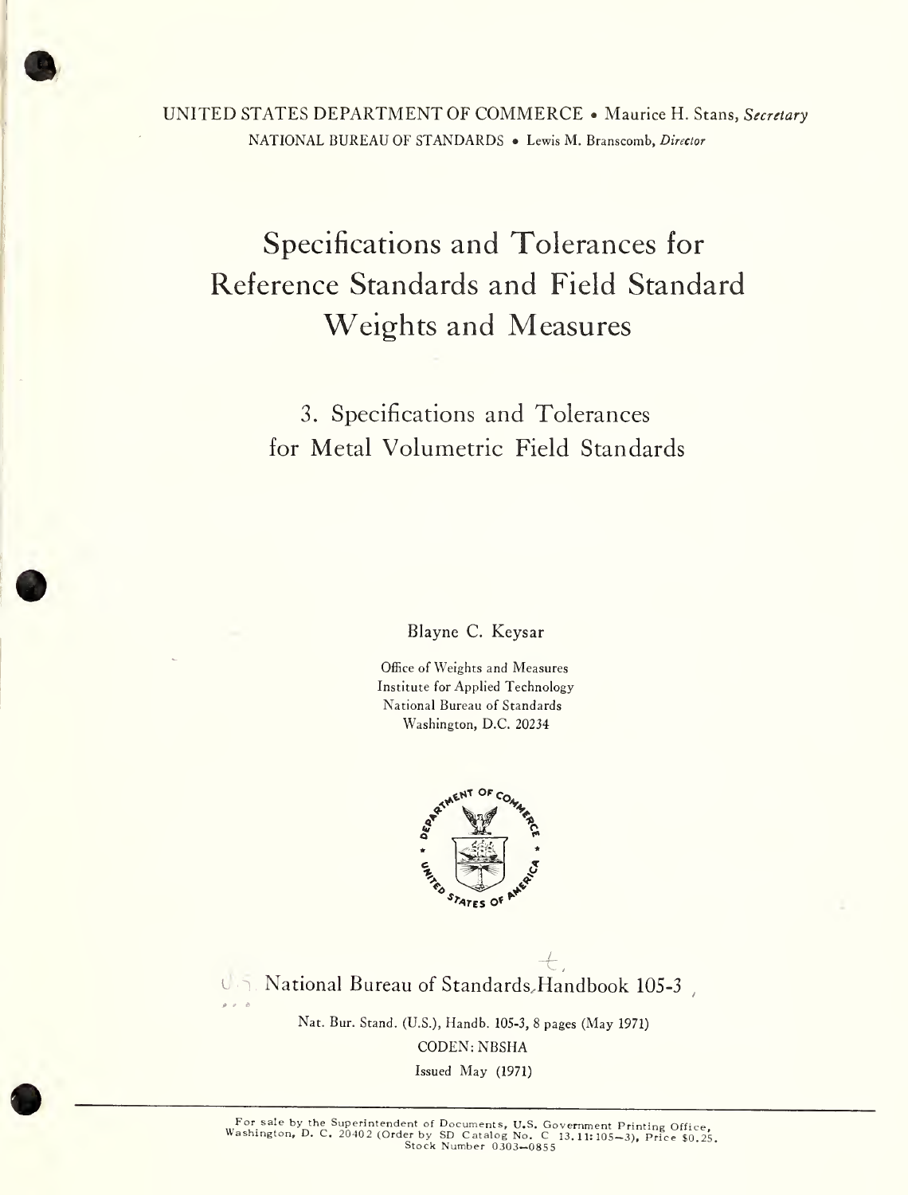UNITED STATES DEPARTMENT OF COMMERCE • Maurice H. Stans, *Secretary*
NATIONAL BUREAU OF STANDARDS • Lewis M. Branscomb, *Director*

# Specifications and Tolerances for Reference Standards and Field Standard Weights and Measures

## 3. Specifications and Tolerances for Metal Volumetric Field Standards

Blayne C. Keysar

Office of Weights and Measures
Institute for Applied Technology
National Bureau of Standards
Washington, D.C. 20234

National Bureau of Standards Handbook 105-3

Nat. Bur. Stand. (U.S.), Handb. 105-3, 8 pages (May 1971)
CODEN: NBSHA
Issued May (1971)

For sale by the Superintendent of Documents, U.S. Government Printing Office, Washington, D. C. 20402 (Order by SD Catalog No. C 13.11:105-3), Price $0.25.
Stock Number 0303-0855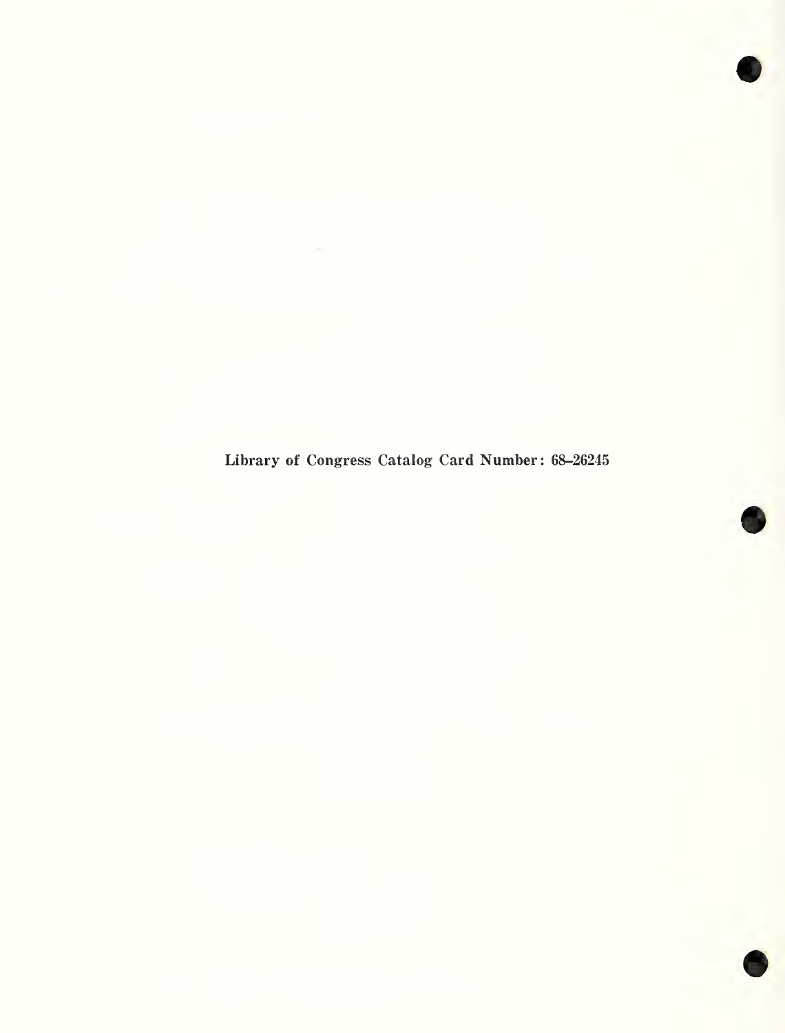**Library of Congress Catalog Card Number: 68–26245**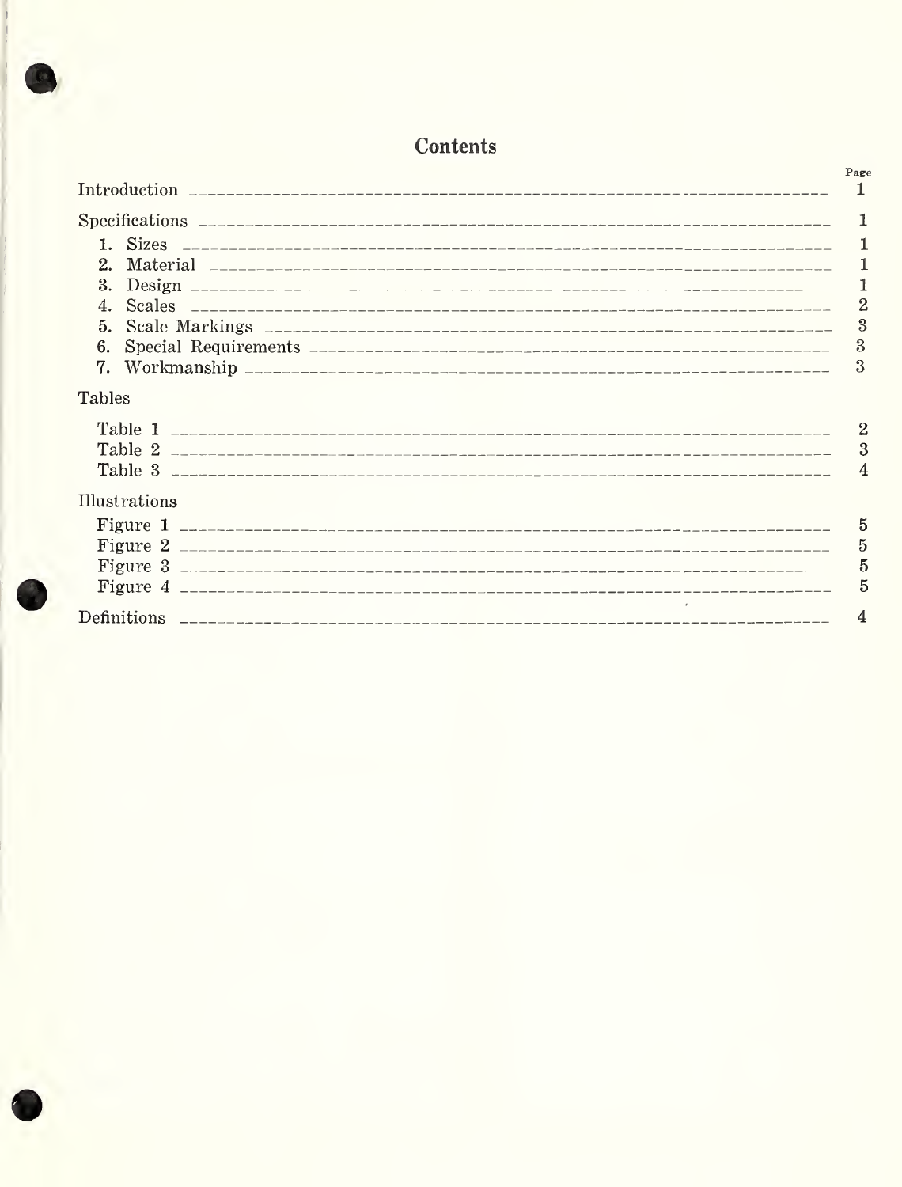# Contents

| | Page |
|---|---|
| Introduction | 1 |
| Specifications | 1 |
| 1. Sizes | 1 |
| 2. Material | 1 |
| 3. Design | 1 |
| 4. Scales | 2 |
| 5. Scale Markings | 3 |
| 6. Special Requirements | 3 |
| 7. Workmanship | 3 |
| Tables | |
| Table 1 | 2 |
| Table 2 | 3 |
| Table 3 | 4 |
| Illustrations | |
| Figure 1 | 5 |
| Figure 2 | 5 |
| Figure 3 | 5 |
| Figure 4 | 5 |
| Definitions | 4 |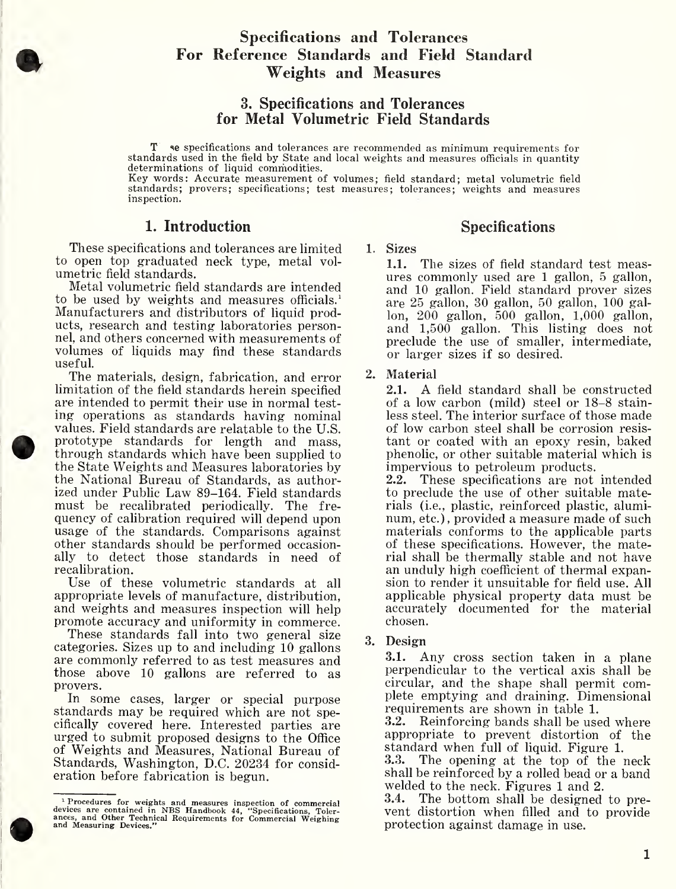# Specifications and Tolerances For Reference Standards and Field Standard Weights and Measures

## 3. Specifications and Tolerances for Metal Volumetric Field Standards

The specifications and tolerances are recommended as minimum requirements for standards used in the field by State and local weights and measures officials in quantity determinations of liquid commodities.

Key words: Accurate measurement of volumes; field standard; metal volumetric field standards; provers; specifications; test measures; tolerances; weights and measures inspection.

## 1. Introduction

These specifications and tolerances are limited to open top graduated neck type, metal volumetric field standards.

Metal volumetric field standards are intended to be used by weights and measures officials.[1] Manufacturers and distributors of liquid products, research and testing laboratories personnel, and others concerned with measurements of volumes of liquids may find these standards useful.

The materials, design, fabrication, and error limitation of the field standards herein specified are intended to permit their use in normal testing operations as standards having nominal values. Field standards are relatable to the U.S. prototype standards for length and mass, through standards which have been supplied to the State Weights and Measures laboratories by the National Bureau of Standards, as authorized under Public Law 89–164. Field standards must be recalibrated periodically. The frequency of calibration required will depend upon usage of the standards. Comparisons against other standards should be performed occasionally to detect those standards in need of recalibration.

Use of these volumetric standards at all appropriate levels of manufacture, distribution, and weights and measures inspection will help promote accuracy and uniformity in commerce.

These standards fall into two general size categories. Sizes up to and including 10 gallons are commonly referred to as test measures and those above 10 gallons are referred to as provers.

In some cases, larger or special purpose standards may be required which are not specifically covered here. Interested parties are urged to submit proposed designs to the Office of Weights and Measures, National Bureau of Standards, Washington, D.C. 20234 for consideration before fabrication is begun.

[1] Procedures for weights and measures inspection of commercial devices are contained in NBS Handbook 44, "Specifications, Tolerances, and Other Technical Requirements for Commercial Weighing and Measuring Devices."

## Specifications

1. Sizes

   **1.1.** The sizes of field standard test measures commonly used are 1 gallon, 5 gallon, and 10 gallon. Field standard prover sizes are 25 gallon, 30 gallon, 50 gallon, 100 gallon, 200 gallon, 500 gallon, 1,000 gallon, and 1,500 gallon. This listing does not preclude the use of smaller, intermediate, or larger sizes if so desired.

2. Material

   **2.1.** A field standard shall be constructed of a low carbon (mild) steel or 18–8 stainless steel. The interior surface of those made of low carbon steel shall be corrosion resistant or coated with an epoxy resin, baked phenolic, or other suitable material which is impervious to petroleum products.

   **2.2.** These specifications are not intended to preclude the use of other suitable materials (i.e., plastic, reinforced plastic, aluminum, etc.), provided a measure made of such materials conforms to the applicable parts of these specifications. However, the material shall be thermally stable and not have an unduly high coefficient of thermal expansion to render it unsuitable for field use. All applicable physical property data must be accurately documented for the material chosen.

3. Design

   **3.1.** Any cross section taken in a plane perpendicular to the vertical axis shall be circular, and the shape shall permit complete emptying and draining. Dimensional requirements are shown in table 1.

   **3.2.** Reinforcing bands shall be used where appropriate to prevent distortion of the standard when full of liquid. Figure 1.

   **3.3.** The opening at the top of the neck shall be reinforced by a rolled bead or a band welded to the neck. Figures 1 and 2.

   **3.4.** The bottom shall be designed to prevent distortion when filled and to provide protection against damage in use.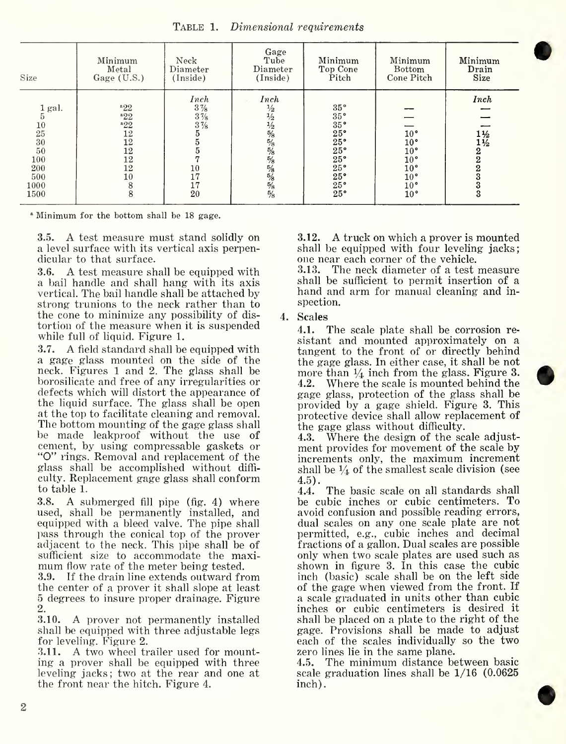TABLE 1. *Dimensional requirements*

| Size | Minimum Metal Gage (U.S.) | Neck Diameter (Inside) | Gage Tube Diameter (Inside) | Minimum Top Cone Pitch | Minimum Bottom Cone Pitch | Minimum Drain Size |
|---|---|---|---|---|---|---|
| | | *Inch* | *Inch* | | | *Inch* |
| 1 gal. | [a]22 | 3⅞ | ½ | 35° | — | — |
| 5 | [a]22 | 3⅞ | ½ | 35° | — | — |
| 10 | [a]22 | 3⅞ | ½ | 35° | — | — |
| 25 | 12 | 5 | ⅝ | 25° | 10° | 1½ |
| 30 | 12 | 5 | ⅝ | 25° | 10° | 1½ |
| 50 | 12 | 5 | ⅝ | 25° | 10° | 2 |
| 100 | 12 | 7 | ⅝ | 25° | 10° | 2 |
| 200 | 12 | 10 | ⅝ | 25° | 10° | 2 |
| 500 | 10 | 17 | ⅝ | 25° | 10° | 3 |
| 1000 | 8 | 17 | ⅝ | 25° | 10° | 3 |
| 1500 | 8 | 20 | ⅝ | 25° | 10° | 3 |

[a] Minimum for the bottom shall be 18 gage.

**3.5.** A test measure must stand solidly on a level surface with its vertical axis perpendicular to that surface.

**3.6.** A test measure shall be equipped with a bail handle and shall hang with its axis vertical. The bail handle shall be attached by strong trunions to the neck rather than to the cone to minimize any possibility of distortion of the measure when it is suspended while full of liquid. Figure 1.

**3.7.** A field standard shall be equipped with a gage glass mounted on the side of the neck. Figures 1 and 2. The glass shall be borosilicate and free of any irregularities or defects which will distort the appearance of the liquid surface. The glass shall be open at the top to facilitate cleaning and removal. The bottom mounting of the gage glass shall be made leakproof without the use of cement, by using compressable gaskets or "O" rings. Removal and replacement of the glass shall be accomplished without difficulty. Replacement gage glass shall conform to table 1.

**3.8.** A submerged fill pipe (fig. 4) where used, shall be permanently installed, and equipped with a bleed valve. The pipe shall pass through the conical top of the prover adjacent to the neck. This pipe shall be of sufficient size to accommodate the maximum flow rate of the meter being tested.

**3.9.** If the drain line extends outward from the center of a prover it shall slope at least 5 degrees to insure proper drainage. Figure 2.

**3.10.** A prover not permanently installed shall be equipped with three adjustable legs for leveling. Figure 2.

**3.11.** A two wheel trailer used for mounting a prover shall be equipped with three leveling jacks; two at the rear and one at the front near the hitch. Figure 4.

**3.12.** A truck on which a prover is mounted shall be equipped with four leveling jacks; one near each corner of the vehicle.

**3.13.** The neck diameter of a test measure shall be sufficient to permit insertion of a hand and arm for manual cleaning and inspection.

**4. Scales**

**4.1.** The scale plate shall be corrosion resistant and mounted approximately on a tangent to the front of or directly behind the gage glass. In either case, it shall be not more than ¼ inch from the glass. Figure 3.

**4.2.** Where the scale is mounted behind the gage glass, protection of the glass shall be provided by a gage shield. Figure 3. This protective device shall allow replacement of the gage glass without difficulty.

**4.3.** Where the design of the scale adjustment provides for movement of the scale by increments only, the maximum increment shall be ¼ of the smallest scale division (see 4.5).

**4.4.** The basic scale on all standards shall be cubic inches or cubic centimeters. To avoid confusion and possible reading errors, dual scales on any one scale plate are not permitted, e.g., cubic inches and decimal fractions of a gallon. Dual scales are possible only when two scale plates are used such as shown in figure 3. In this case the cubic inch (basic) scale shall be on the left side of the gage when viewed from the front. If a scale graduated in units other than cubic inches or cubic centimeters is desired it shall be placed on a plate to the right of the gage. Provisions shall be made to adjust each of the scales individually so the two zero lines lie in the same plane.

**4.5.** The minimum distance between basic scale graduation lines shall be 1/16 (0.0625 inch).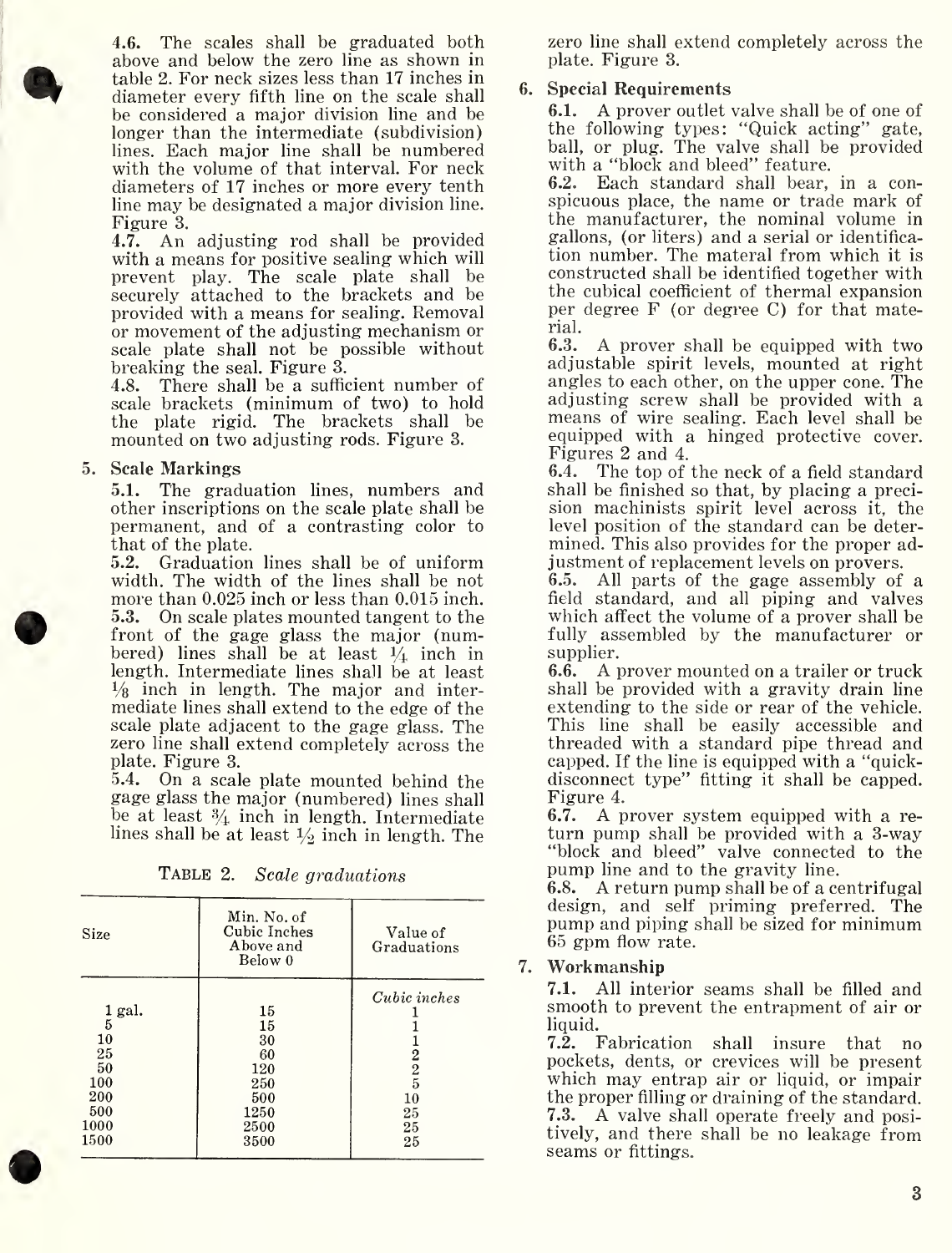**4.6.** The scales shall be graduated both above and below the zero line as shown in table 2. For neck sizes less than 17 inches in diameter every fifth line on the scale shall be considered a major division line and be longer than the intermediate (subdivision) lines. Each major line shall be numbered with the volume of that interval. For neck diameters of 17 inches or more every tenth line may be designated a major division line. Figure 3.

**4.7.** An adjusting rod shall be provided with a means for positive sealing which will prevent play. The scale plate shall be securely attached to the brackets and be provided with a means for sealing. Removal or movement of the adjusting mechanism or scale plate shall not be possible without breaking the seal. Figure 3.

**4.8.** There shall be a sufficient number of scale brackets (minimum of two) to hold the plate rigid. The brackets shall be mounted on two adjusting rods. Figure 3.

## 5. Scale Markings

**5.1.** The graduation lines, numbers and other inscriptions on the scale plate shall be permanent, and of a contrasting color to that of the plate.

**5.2.** Graduation lines shall be of uniform width. The width of the lines shall be not more than 0.025 inch or less than 0.015 inch.

**5.3.** On scale plates mounted tangent to the front of the gage glass the major (numbered) lines shall be at least $\frac{1}{4}$ inch in length. Intermediate lines shall be at least $\frac{1}{8}$ inch in length. The major and intermediate lines shall extend to the edge of the scale plate adjacent to the gage glass. The zero line shall extend completely across the plate. Figure 3.

**5.4.** On a scale plate mounted behind the gage glass the major (numbered) lines shall be at least $\frac{3}{4}$ inch in length. Intermediate lines shall be at least $\frac{1}{2}$ inch in length. The zero line shall extend completely across the plate. Figure 3.

TABLE 2. *Scale graduations*

| Size | Min. No. of Cubic Inches Above and Below 0 | Value of Graduations |
|---|---|---|
| | | *Cubic inches* |
| 1 gal. | 15 | 1 |
| 5 | 15 | 1 |
| 10 | 30 | 1 |
| 25 | 60 | 2 |
| 50 | 120 | 2 |
| 100 | 250 | 5 |
| 200 | 500 | 10 |
| 500 | 1250 | 25 |
| 1000 | 2500 | 25 |
| 1500 | 3500 | 25 |

## 6. Special Requirements

**6.1.** A prover outlet valve shall be of one of the following types: "Quick acting" gate, ball, or plug. The valve shall be provided with a "block and bleed" feature.

**6.2.** Each standard shall bear, in a conspicuous place, the name or trade mark of the manufacturer, the nominal volume in gallons, (or liters) and a serial or identification number. The materal from which it is constructed shall be identified together with the cubical coefficient of thermal expansion per degree F (or degree C) for that material.

**6.3.** A prover shall be equipped with two adjustable spirit levels, mounted at right angles to each other, on the upper cone. The adjusting screw shall be provided with a means of wire sealing. Each level shall be equipped with a hinged protective cover. Figures 2 and 4.

**6.4.** The top of the neck of a field standard shall be finished so that, by placing a precision machinists spirit level across it, the level position of the standard can be determined. This also provides for the proper adjustment of replacement levels on provers.

**6.5.** All parts of the gage assembly of a field standard, and all piping and valves which affect the volume of a prover shall be fully assembled by the manufacturer or supplier.

**6.6.** A prover mounted on a trailer or truck shall be provided with a gravity drain line extending to the side or rear of the vehicle. This line shall be easily accessible and threaded with a standard pipe thread and capped. If the line is equipped with a "quick-disconnect type" fitting it shall be capped. Figure 4.

**6.7.** A prover system equipped with a return pump shall be provided with a 3-way "block and bleed" valve connected to the pump line and to the gravity line.

**6.8.** A return pump shall be of a centrifugal design, and self priming preferred. The pump and piping shall be sized for minimum 65 gpm flow rate.

## 7. Workmanship

**7.1.** All interior seams shall be filled and smooth to prevent the entrapment of air or liquid.

**7.2.** Fabrication shall insure that no pockets, dents, or crevices will be present which may entrap air or liquid, or impair the proper filling or draining of the standard.

**7.3.** A valve shall operate freely and positively, and there shall be no leakage from seams or fittings.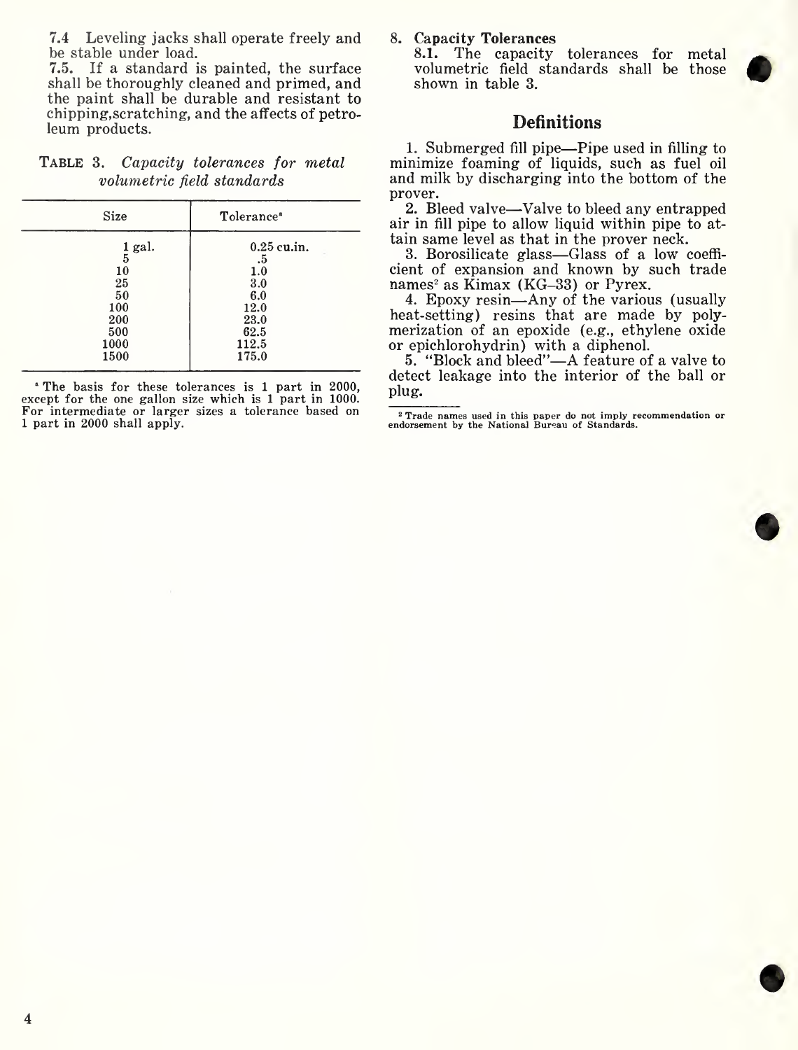7.4 Leveling jacks shall operate freely and be stable under load.

7.5. If a standard is painted, the surface shall be thoroughly cleaned and primed, and the paint shall be durable and resistant to chipping,scratching, and the affects of petroleum products.

TABLE 3. *Capacity tolerances for metal volumetric field standards*

| Size | Tolerance[a] |
|---|---|
| 1 gal. | 0.25 cu.in. |
| 5 | .5 |
| 10 | 1.0 |
| 25 | 3.0 |
| 50 | 6.0 |
| 100 | 12.0 |
| 200 | 23.0 |
| 500 | 62.5 |
| 1000 | 112.5 |
| 1500 | 175.0 |

[a] The basis for these tolerances is 1 part in 2000, except for the one gallon size which is 1 part in 1000. For intermediate or larger sizes a tolerance based on 1 part in 2000 shall apply.

8. **Capacity Tolerances**

**8.1.** The capacity tolerances for metal volumetric field standards shall be those shown in table 3.

## Definitions

1. Submerged fill pipe—Pipe used in filling to minimize foaming of liquids, such as fuel oil and milk by discharging into the bottom of the prover.

2. Bleed valve—Valve to bleed any entrapped air in fill pipe to allow liquid within pipe to attain same level as that in the prover neck.

3. Borosilicate glass—Glass of a low coefficient of expansion and known by such trade names[2] as Kimax (KG–33) or Pyrex.

4. Epoxy resin—Any of the various (usually heat-setting) resins that are made by polymerization of an epoxide (e.g., ethylene oxide or epichlorohydrin) with a diphenol.

5. "Block and bleed"—A feature of a valve to detect leakage into the interior of the ball or plug.

[2] Trade names used in this paper do not imply recommendation or endorsement by the National Bureau of Standards.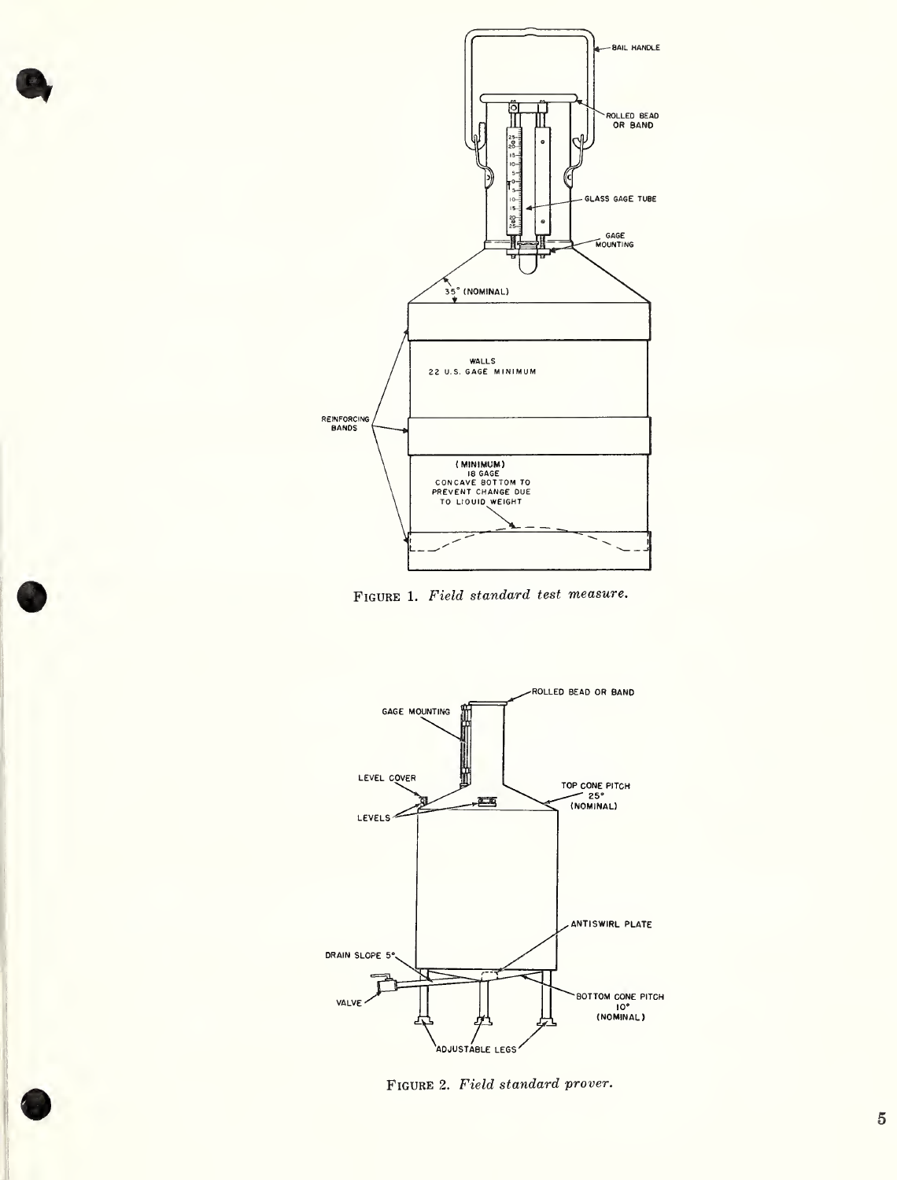Figure 1. *Field standard test measure.*

Figure 2. *Field standard prover.*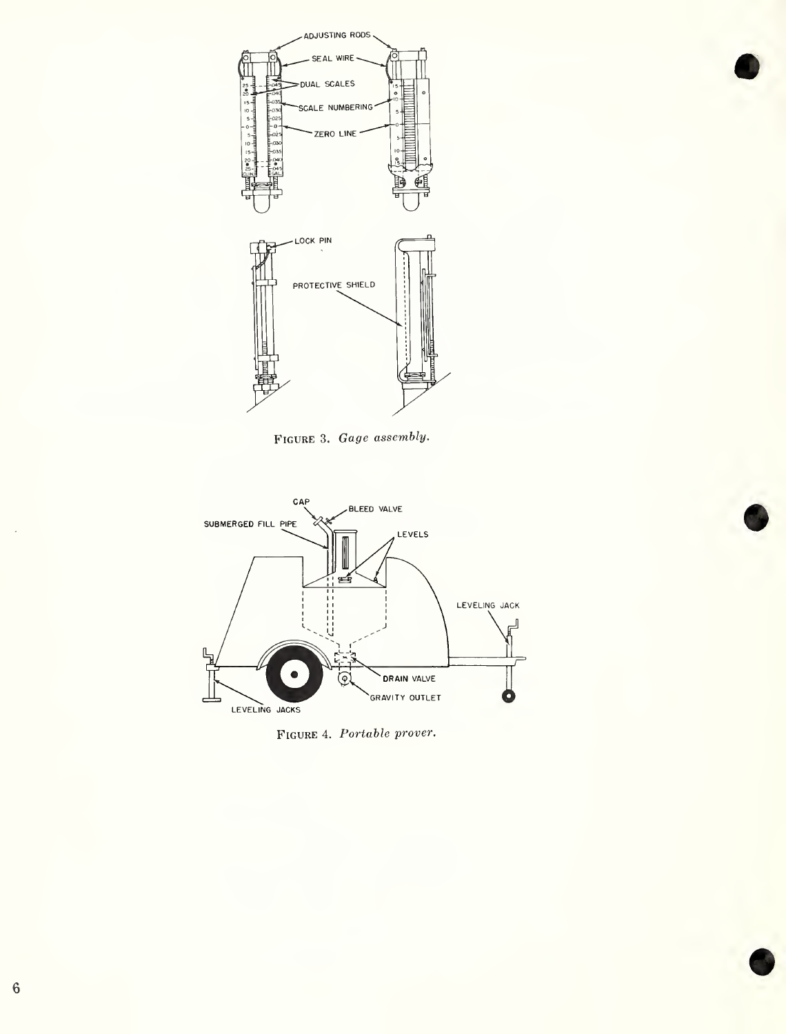FIGURE 3. *Gage assembly.*

FIGURE 4. *Portable prover.*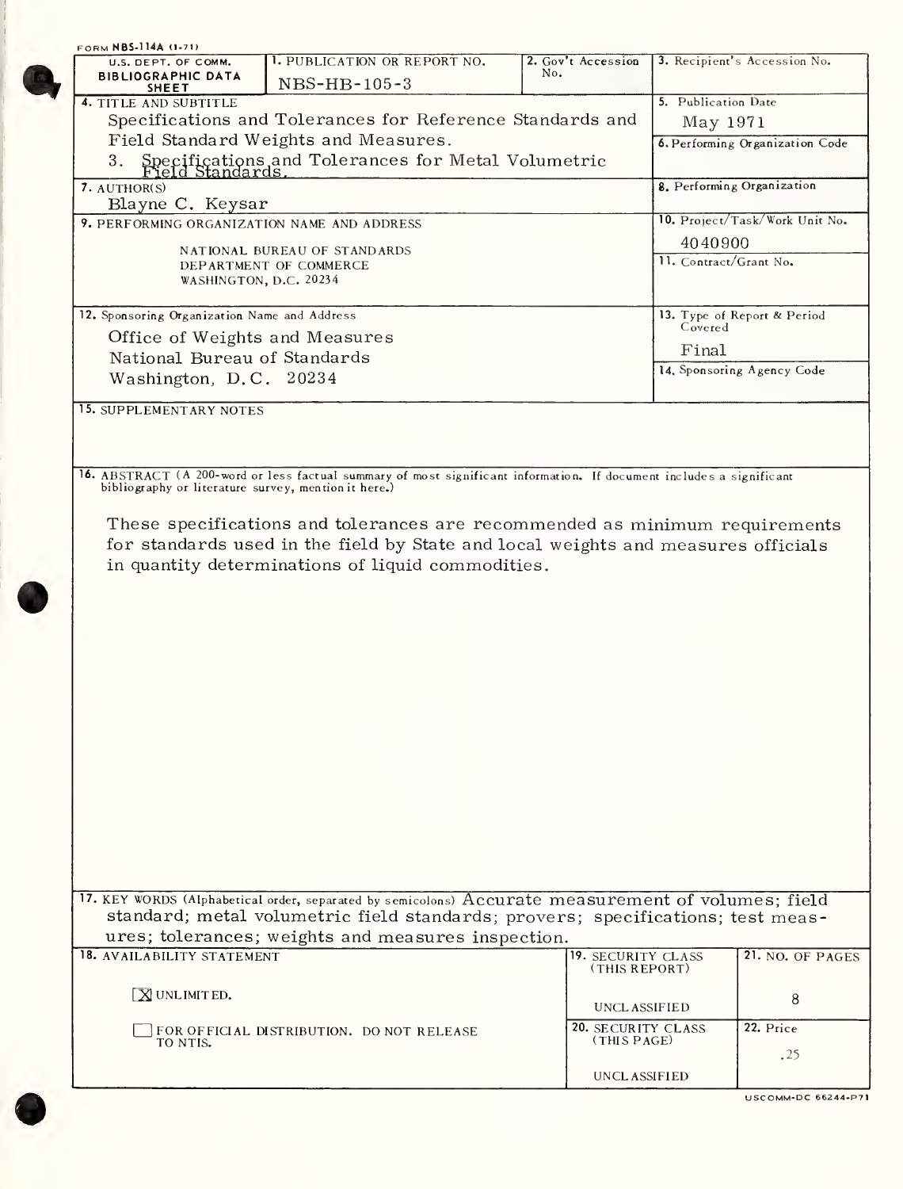FORM NBS-114A (1-71)

| U.S. DEPT. OF COMM. BIBLIOGRAPHIC DATA SHEET | 1. PUBLICATION OR REPORT NO. NBS-HB-105-3 | 2. Gov't Accession No. | 3. Recipient's Accession No. |
|---|---|---|---|
| 4. TITLE AND SUBTITLE Specifications and Tolerances for Reference Standards and Field Standard Weights and Measures. 3. Specifications and Tolerances for Metal Volumetric Field Standards. | | | 5. Publication Date May 1971 |
| | | | 6. Performing Organization Code |
| 7. AUTHOR(S) Blayne C. Keysar | | | 8. Performing Organization |
| 9. PERFORMING ORGANIZATION NAME AND ADDRESS NATIONAL BUREAU OF STANDARDS DEPARTMENT OF COMMERCE WASHINGTON, D.C. 20234 | | | 10. Project/Task/Work Unit No. 4040900 |
| | | | 11. Contract/Grant No. |
| 12. Sponsoring Organization Name and Address Office of Weights and Measures National Bureau of Standards Washington, D.C. 20234 | | | 13. Type of Report & Period Covered Final |
| | | | 14. Sponsoring Agency Code |

15. SUPPLEMENTARY NOTES

16. ABSTRACT (A 200-word or less factual summary of most significant information. If document includes a significant bibliography or literature survey, mention it here.)

These specifications and tolerances are recommended as minimum requirements for standards used in the field by State and local weights and measures officials in quantity determinations of liquid commodities.

17. KEY WORDS (Alphabetical order, separated by semicolons) Accurate measurement of volumes; field standard; metal volumetric field standards; provers; specifications; test measures; tolerances; weights and measures inspection.

| 18. AVAILABILITY STATEMENT | 19. SECURITY CLASS (THIS REPORT) | 21. NO. OF PAGES |
|---|---|---|
| [X] UNLIMITED. | UNCLASSIFIED | 8 |
| [ ] FOR OFFICIAL DISTRIBUTION. DO NOT RELEASE TO NTIS. | 20. SECURITY CLASS (THIS PAGE) UNCLASSIFIED | 22. Price .25 |

USCOMM-DC 66244-P71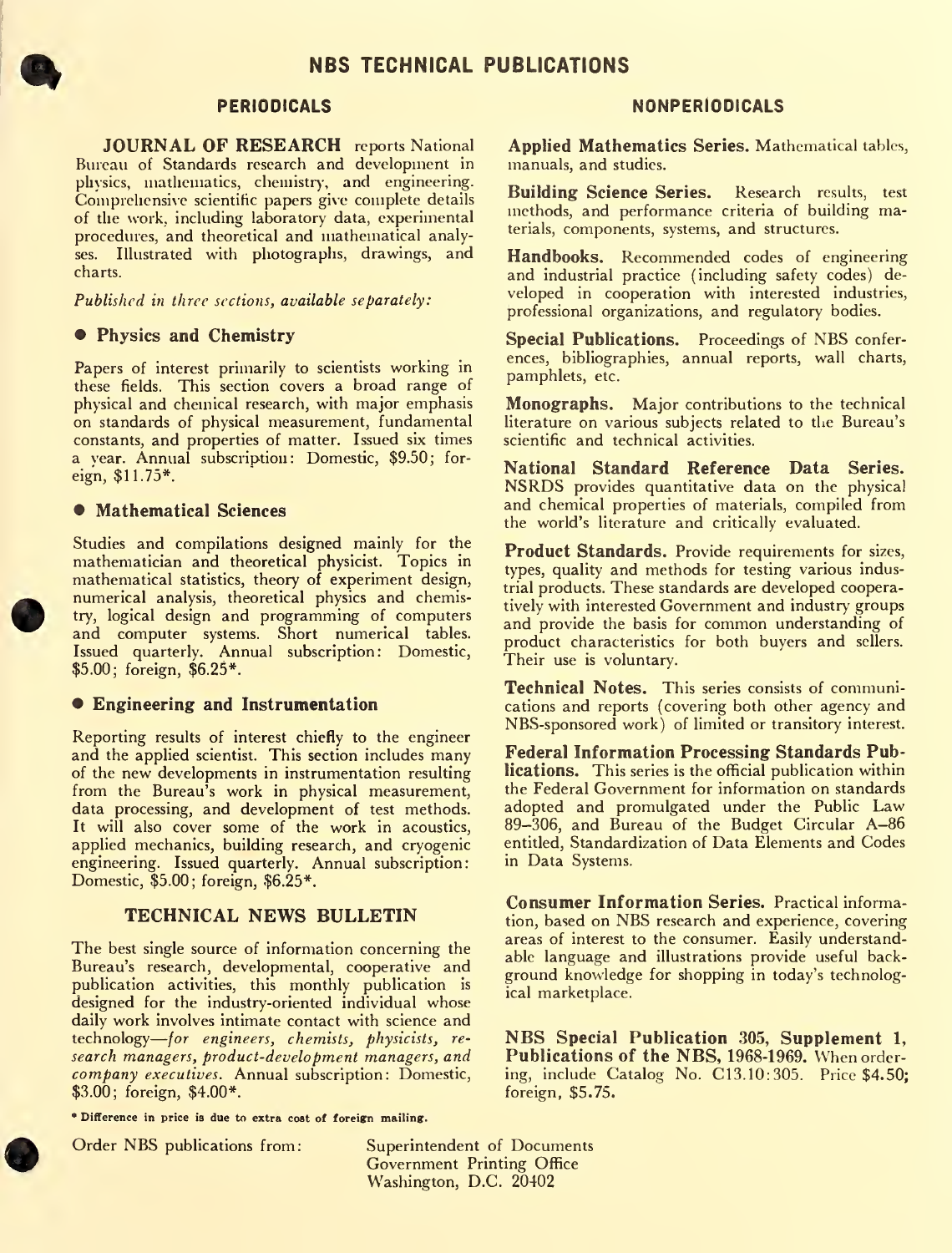# NBS TECHNICAL PUBLICATIONS

## PERIODICALS

**JOURNAL OF RESEARCH** reports National Bureau of Standards research and development in physics, mathematics, chemistry, and engineering. Comprehensive scientific papers give complete details of the work, including laboratory data, experimental procedures, and theoretical and mathematical analyses. Illustrated with photographs, drawings, and charts.

*Published in three sections, available separately:*

### • Physics and Chemistry

Papers of interest primarily to scientists working in these fields. This section covers a broad range of physical and chemical research, with major emphasis on standards of physical measurement, fundamental constants, and properties of matter. Issued six times a year. Annual subscription: Domestic, $9.50; foreign, $11.75*.

### • Mathematical Sciences

Studies and compilations designed mainly for the mathematician and theoretical physicist. Topics in mathematical statistics, theory of experiment design, numerical analysis, theoretical physics and chemistry, logical design and programming of computers and computer systems. Short numerical tables. Issued quarterly. Annual subscription: Domestic, $5.00; foreign, $6.25*.

### • Engineering and Instrumentation

Reporting results of interest chiefly to the engineer and the applied scientist. This section includes many of the new developments in instrumentation resulting from the Bureau's work in physical measurement, data processing, and development of test methods. It will also cover some of the work in acoustics, applied mechanics, building research, and cryogenic engineering. Issued quarterly. Annual subscription: Domestic, $5.00; foreign, $6.25*.

## TECHNICAL NEWS BULLETIN

The best single source of information concerning the Bureau's research, developmental, cooperative and publication activities, this monthly publication is designed for the industry-oriented individual whose daily work involves intimate contact with science and technology—*for engineers, chemists, physicists, research managers, product-development managers, and company executives.* Annual subscription: Domestic, $3.00; foreign, $4.00*.

**\* Difference in price is due to extra cost of foreign mailing.**

## NONPERIODICALS

**Applied Mathematics Series.** Mathematical tables, manuals, and studies.

**Building Science Series.** Research results, test methods, and performance criteria of building materials, components, systems, and structures.

**Handbooks.** Recommended codes of engineering and industrial practice (including safety codes) developed in cooperation with interested industries, professional organizations, and regulatory bodies.

**Special Publications.** Proceedings of NBS conferences, bibliographies, annual reports, wall charts, pamphlets, etc.

**Monographs.** Major contributions to the technical literature on various subjects related to the Bureau's scientific and technical activities.

**National Standard Reference Data Series.** NSRDS provides quantitative data on the physical and chemical properties of materials, compiled from the world's literature and critically evaluated.

**Product Standards.** Provide requirements for sizes, types, quality and methods for testing various industrial products. These standards are developed cooperatively with interested Government and industry groups and provide the basis for common understanding of product characteristics for both buyers and sellers. Their use is voluntary.

**Technical Notes.** This series consists of communications and reports (covering both other agency and NBS-sponsored work) of limited or transitory interest.

**Federal Information Processing Standards Publications.** This series is the official publication within the Federal Government for information on standards adopted and promulgated under the Public Law 89–306, and Bureau of the Budget Circular A–86 entitled, Standardization of Data Elements and Codes in Data Systems.

**Consumer Information Series.** Practical information, based on NBS research and experience, covering areas of interest to the consumer. Easily understandable language and illustrations provide useful background knowledge for shopping in today's technological marketplace.

**NBS Special Publication 305, Supplement 1, Publications of the NBS, 1968-1969.** When ordering, include Catalog No. C13.10:305. Price **$4.50**; foreign, $5.75.

Order NBS publications from: Superintendent of Documents
Government Printing Office
Washington, D.C. 20402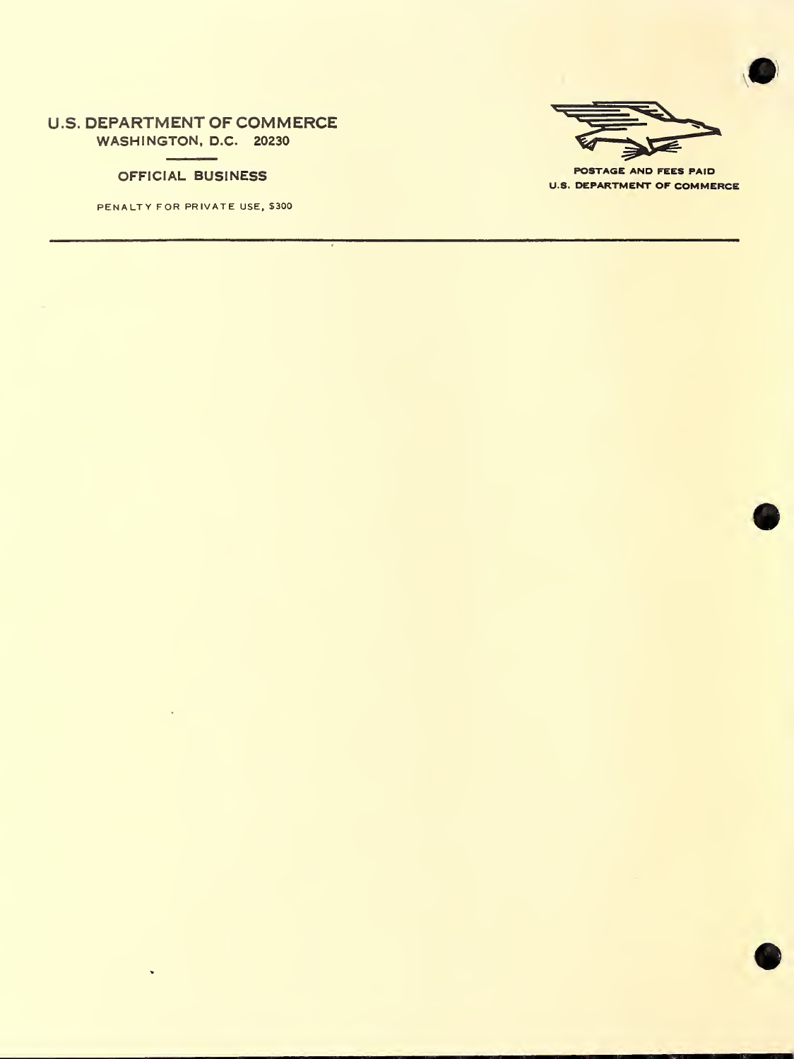U.S. DEPARTMENT OF COMMERCE
WASHINGTON, D.C. 20230

OFFICIAL BUSINESS

PENALTY FOR PRIVATE USE, $300

POSTAGE AND FEES PAID
U.S. DEPARTMENT OF COMMERCE